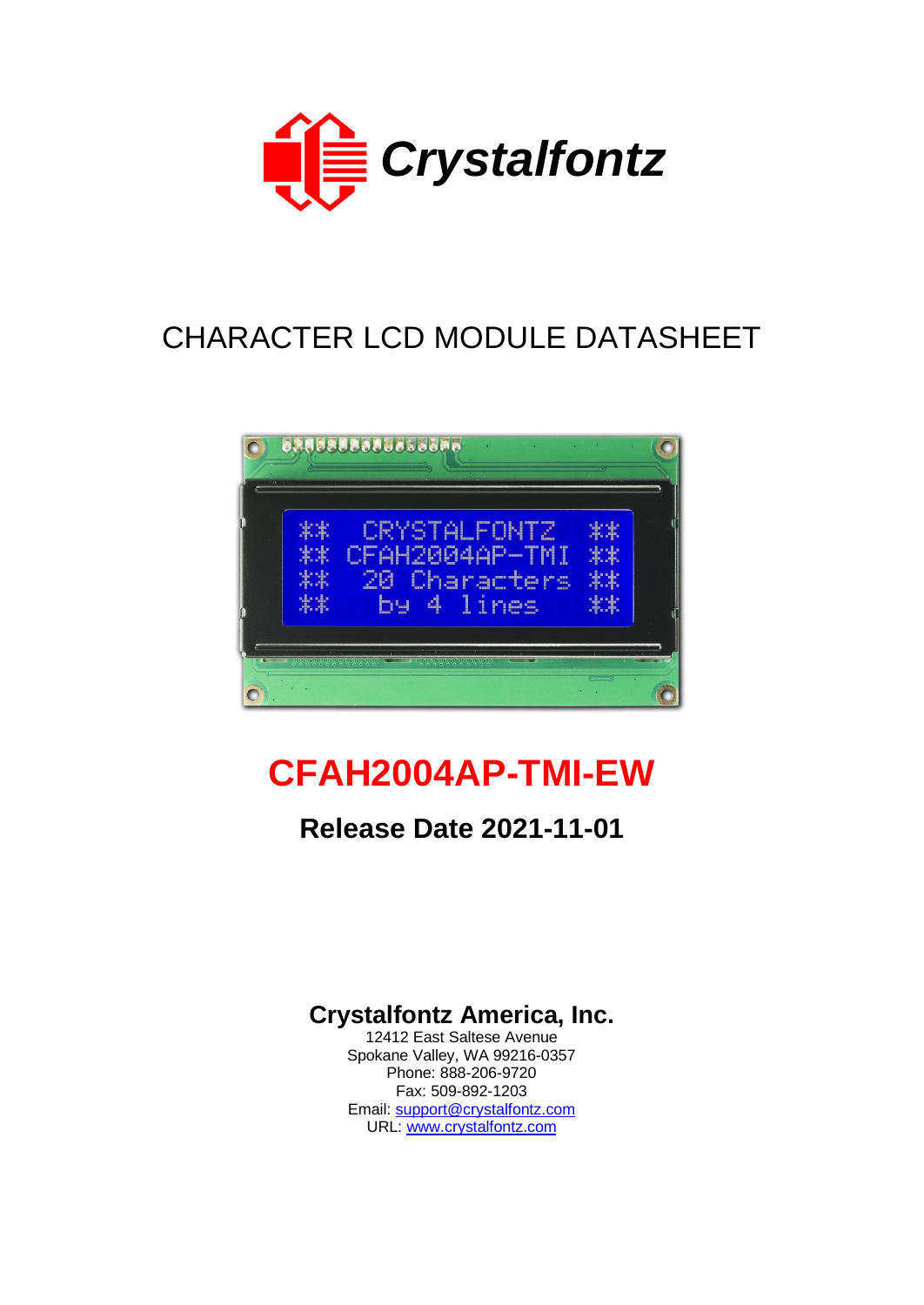# CHARACTER LCD MODULE DATASHEET

# CFAH2004AP-TMI-EW

## Release Date 2021-11-01

**Crystalfontz America, Inc.**
12412 East Saltese Avenue
Spokane Valley, WA 99216-0357
Phone: 888-206-9720
Fax: 509-892-1203
Email: support@crystalfontz.com
URL: www.crystalfontz.com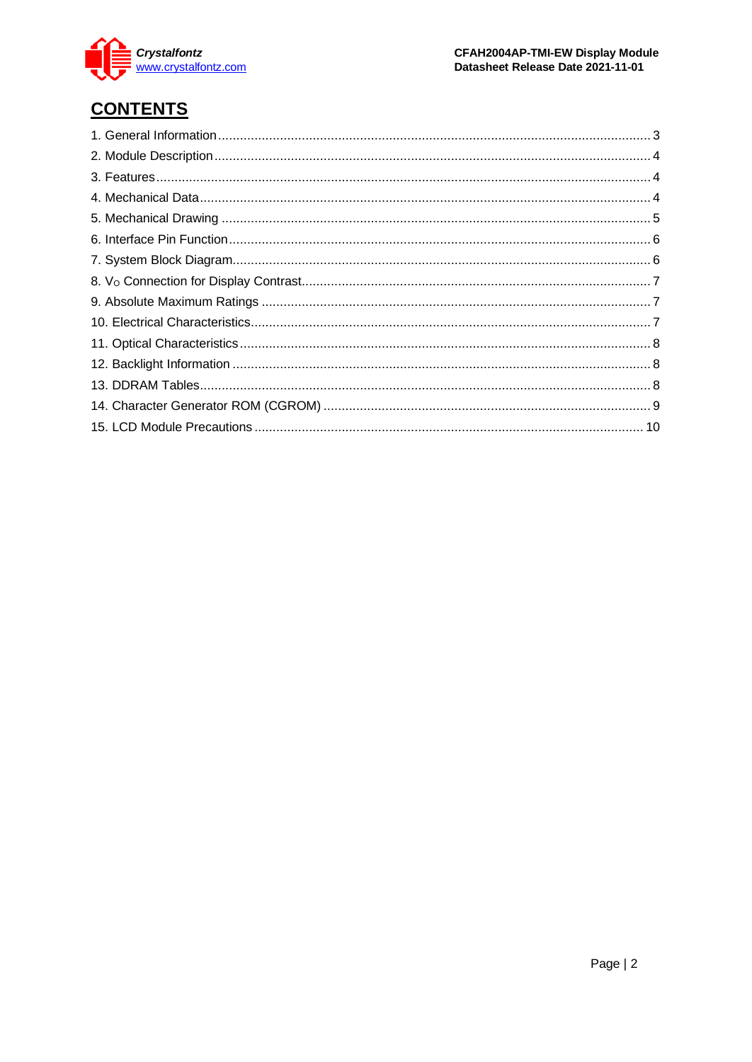# CONTENTS

1. General Information ........................................................................................................ 3
2. Module Description ......................................................................................................... 4
3. Features .......................................................................................................................... 4
4. Mechanical Data .............................................................................................................. 4
5. Mechanical Drawing ........................................................................................................ 5
6. Interface Pin Function ...................................................................................................... 6
7. System Block Diagram ..................................................................................................... 6
8. $V_O$ Connection for Display Contrast .................................................................................. 7
9. Absolute Maximum Ratings ............................................................................................. 7
10. Electrical Characteristics ................................................................................................ 7
11. Optical Characteristics ................................................................................................... 8
12. Backlight Information ..................................................................................................... 8
13. DDRAM Tables .............................................................................................................. 8
14. Character Generator ROM (CGROM) ............................................................................. 9
15. LCD Module Precautions .............................................................................................. 10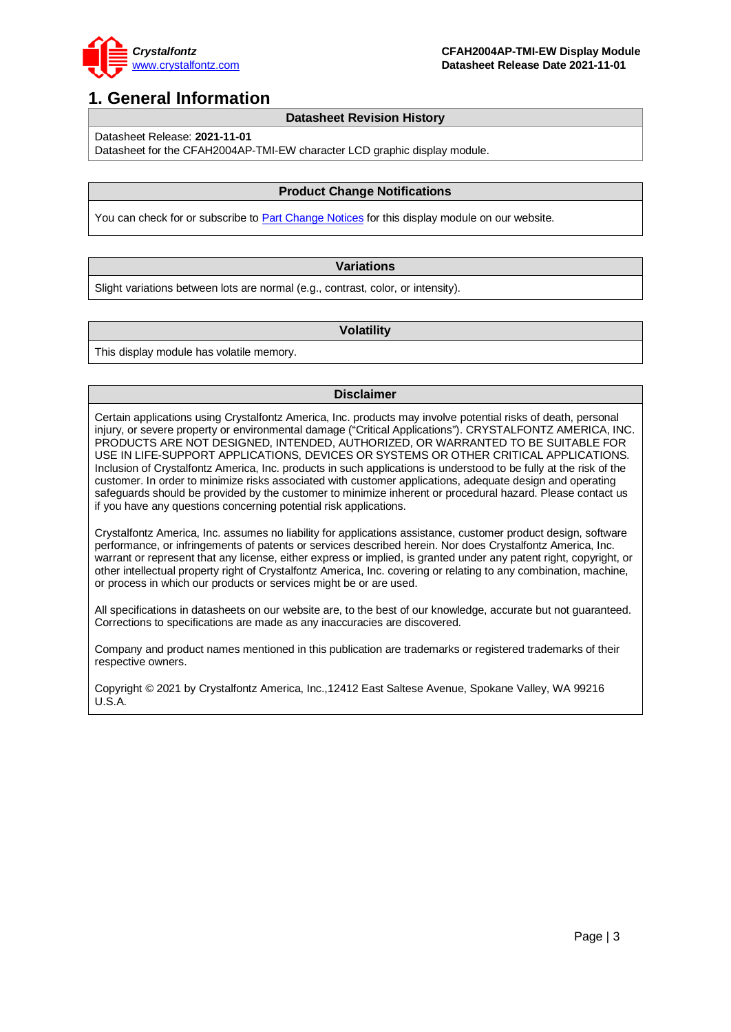# 1. General Information

| Datasheet Revision History |
|---|
| Datasheet Release: **2021-11-01**<br>Datasheet for the CFAH2004AP-TMI-EW character LCD graphic display module. |

| Product Change Notifications |
|---|
| You can check for or subscribe to Part Change Notices for this display module on our website. |

| Variations |
|---|
| Slight variations between lots are normal (e.g., contrast, color, or intensity). |

| Volatility |
|---|
| This display module has volatile memory. |

| Disclaimer |
|---|
| Certain applications using Crystalfontz America, Inc. products may involve potential risks of death, personal injury, or severe property or environmental damage ("Critical Applications"). CRYSTALFONTZ AMERICA, INC. PRODUCTS ARE NOT DESIGNED, INTENDED, AUTHORIZED, OR WARRANTED TO BE SUITABLE FOR USE IN LIFE-SUPPORT APPLICATIONS, DEVICES OR SYSTEMS OR OTHER CRITICAL APPLICATIONS. Inclusion of Crystalfontz America, Inc. products in such applications is understood to be fully at the risk of the customer. In order to minimize risks associated with customer applications, adequate design and operating safeguards should be provided by the customer to minimize inherent or procedural hazard. Please contact us if you have any questions concerning potential risk applications.<br><br>Crystalfontz America, Inc. assumes no liability for applications assistance, customer product design, software performance, or infringements of patents or services described herein. Nor does Crystalfontz America, Inc. warrant or represent that any license, either express or implied, is granted under any patent right, copyright, or other intellectual property right of Crystalfontz America, Inc. covering or relating to any combination, machine, or process in which our products or services might be or are used.<br><br>All specifications in datasheets on our website are, to the best of our knowledge, accurate but not guaranteed. Corrections to specifications are made as any inaccuracies are discovered.<br><br>Company and product names mentioned in this publication are trademarks or registered trademarks of their respective owners.<br><br>Copyright © 2021 by Crystalfontz America, Inc.,12412 East Saltese Avenue, Spokane Valley, WA 99216 U.S.A. |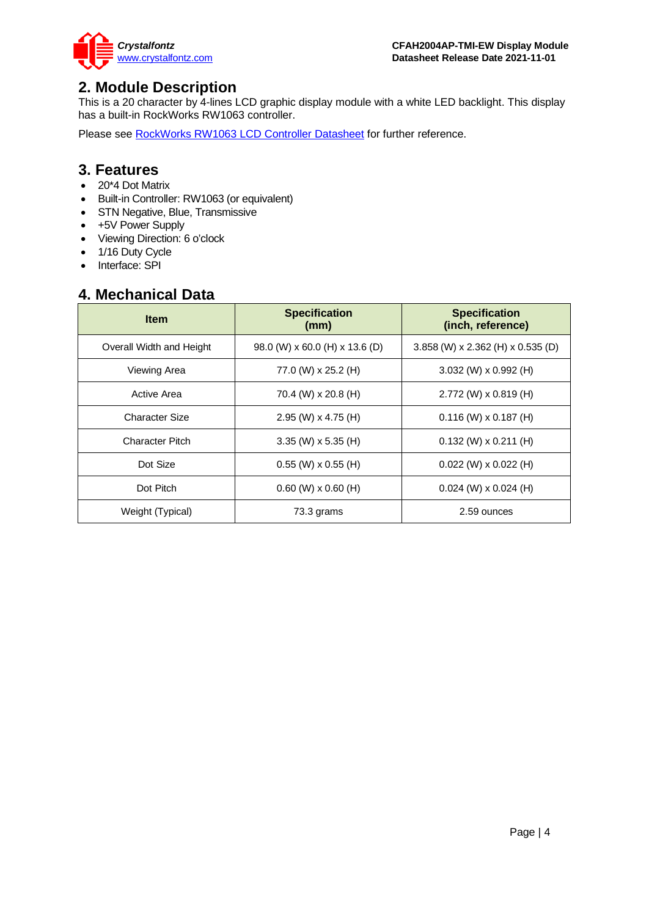## 2. Module Description

This is a 20 character by 4-lines LCD graphic display module with a white LED backlight. This display has a built-in RockWorks RW1063 controller.

Please see RockWorks RW1063 LCD Controller Datasheet for further reference.

## 3. Features

- 20*4 Dot Matrix
- Built-in Controller: RW1063 (or equivalent)
- STN Negative, Blue, Transmissive
- +5V Power Supply
- Viewing Direction: 6 o'clock
- 1/16 Duty Cycle
- Interface: SPI

## 4. Mechanical Data

| Item | Specification (mm) | Specification (inch, reference) |
|---|---|---|
| Overall Width and Height | 98.0 (W) x 60.0 (H) x 13.6 (D) | 3.858 (W) x 2.362 (H) x 0.535 (D) |
| Viewing Area | 77.0 (W) x 25.2 (H) | 3.032 (W) x 0.992 (H) |
| Active Area | 70.4 (W) x 20.8 (H) | 2.772 (W) x 0.819 (H) |
| Character Size | 2.95 (W) x 4.75 (H) | 0.116 (W) x 0.187 (H) |
| Character Pitch | 3.35 (W) x 5.35 (H) | 0.132 (W) x 0.211 (H) |
| Dot Size | 0.55 (W) x 0.55 (H) | 0.022 (W) x 0.022 (H) |
| Dot Pitch | 0.60 (W) x 0.60 (H) | 0.024 (W) x 0.024 (H) |
| Weight (Typical) | 73.3 grams | 2.59 ounces |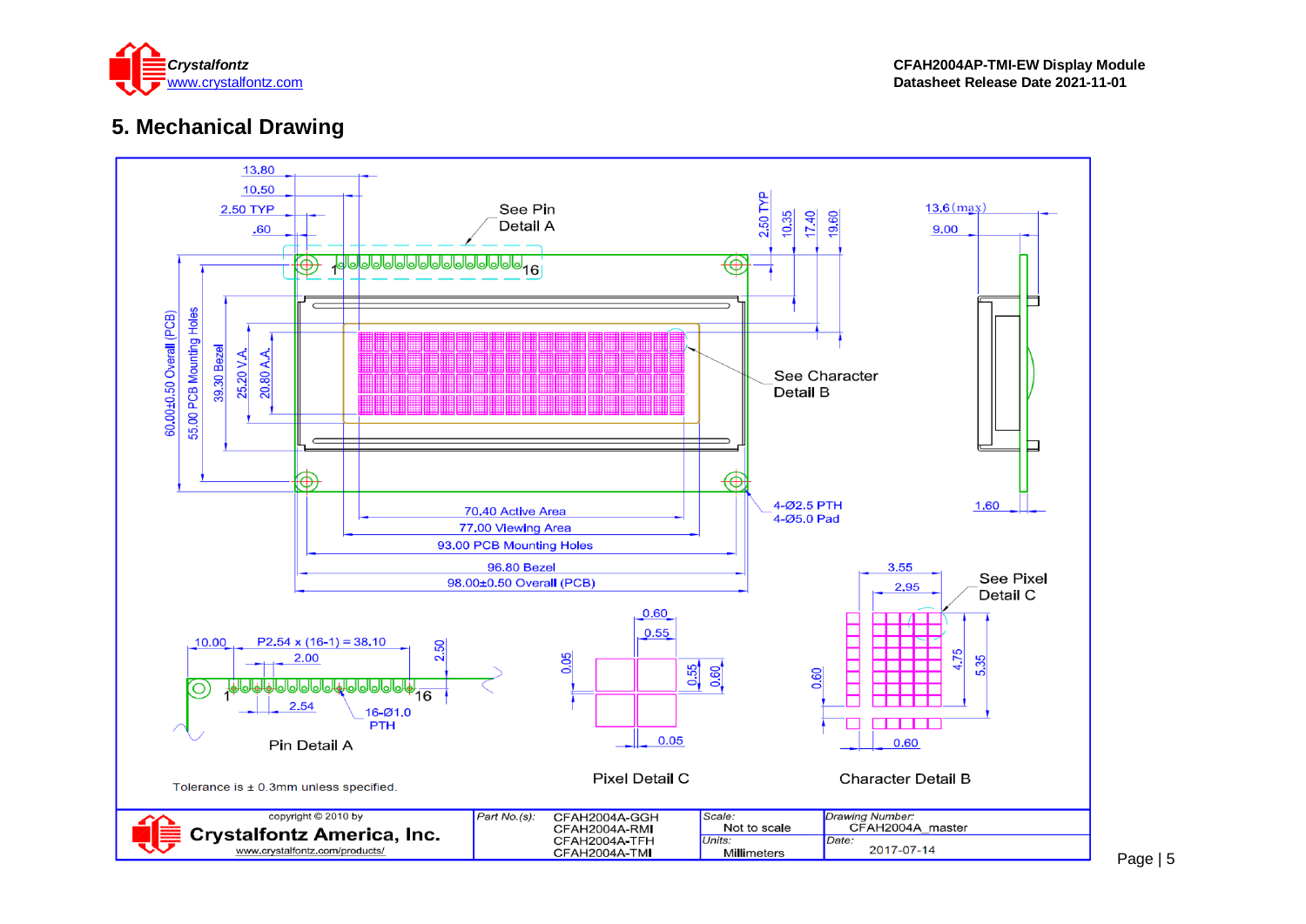## 5. Mechanical Drawing

13.80

10.50

2.50 TYP

.60

See Pin Detail A

2.50 TYP

10.35

17.40

19.60

13.6(max)

9.00

60.00±0.50 Overall (PCB)

55.00 PCB Mounting Holes

39.30 Bezel

25.20 V.A.

20.80 A.A.

See Character Detail B

1.60

4-Ø2.5 PTH

4-Ø5.0 Pad

70.40 Active Area

77.00 Viewing Area

93.00 PCB Mounting Holes

96.80 Bezel

98.00±0.50 Overall (PCB)

3.55

2.95

See Pixel Detail C

10.00

P2.54 x (16-1) = 38.10

2.00

2.50

2.54

16-Ø1.0 PTH

Pin Detail A

0.60

0.55

0.05

0.55

0.60

0.05

Pixel Detail C

0.60

4.75

5.35

0.60

Character Detail B

Tolerance is ± 0.3mm unless specified.

| copyright © 2010 by Crystalfontz America, Inc. www.crystalfontz.com/products/ | Part No.(s): CFAH2004A-GGH CFAH2004A-RMI CFAH2004A-TFH CFAH2004A-TMI | Scale: Not to scale | Drawing Number: CFAH2004A_master |
|---|---|---|---|
| | | Units: Millimeters | Date: 2017-07-14 |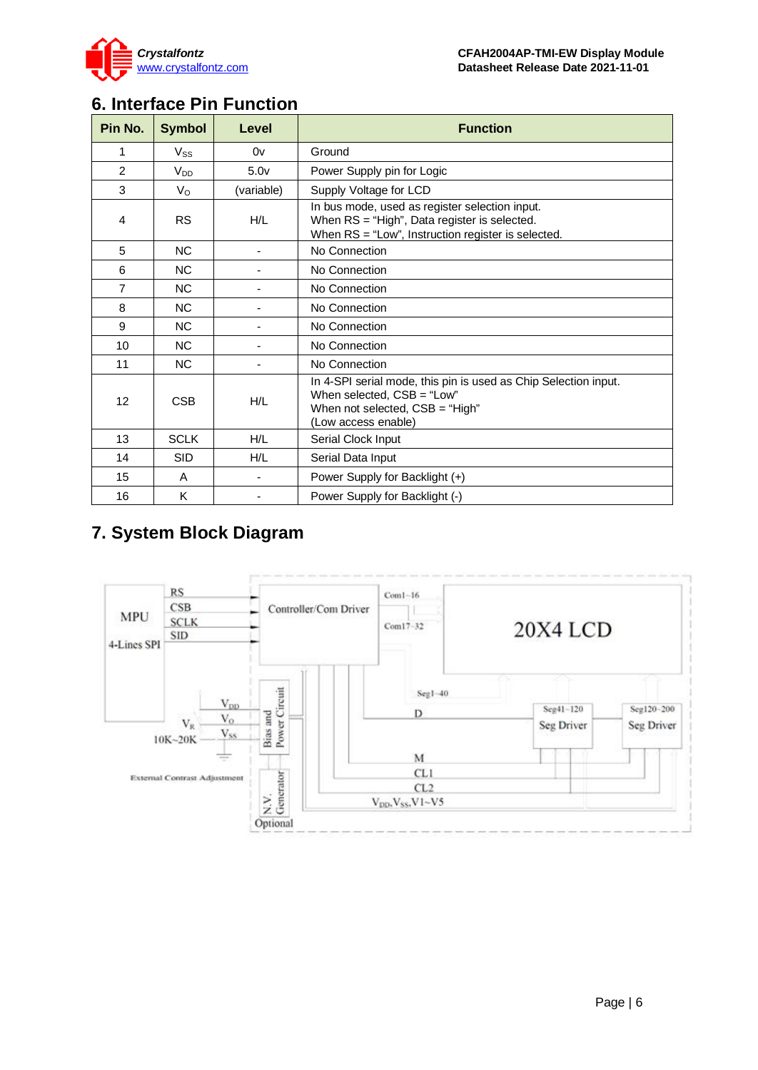## 6. Interface Pin Function

| Pin No. | Symbol | Level | Function |
|---|---|---|---|
| 1 | $V_{SS}$ | 0v | Ground |
| 2 | $V_{DD}$ | 5.0v | Power Supply pin for Logic |
| 3 | $V_{O}$ | (variable) | Supply Voltage for LCD |
| 4 | RS | H/L | In bus mode, used as register selection input.<br>When RS = "High", Data register is selected.<br>When RS = "Low", Instruction register is selected. |
| 5 | NC | - | No Connection |
| 6 | NC | - | No Connection |
| 7 | NC | - | No Connection |
| 8 | NC | - | No Connection |
| 9 | NC | - | No Connection |
| 10 | NC | - | No Connection |
| 11 | NC | - | No Connection |
| 12 | CSB | H/L | In 4-SPI serial mode, this pin is used as Chip Selection input.<br>When selected, CSB = "Low"<br>When not selected, CSB = "High"<br>(Low access enable) |
| 13 | SCLK | H/L | Serial Clock Input |
| 14 | SID | H/L | Serial Data Input |
| 15 | A | - | Power Supply for Backlight (+) |
| 16 | K | - | Power Supply for Backlight (-) |

## 7. System Block Diagram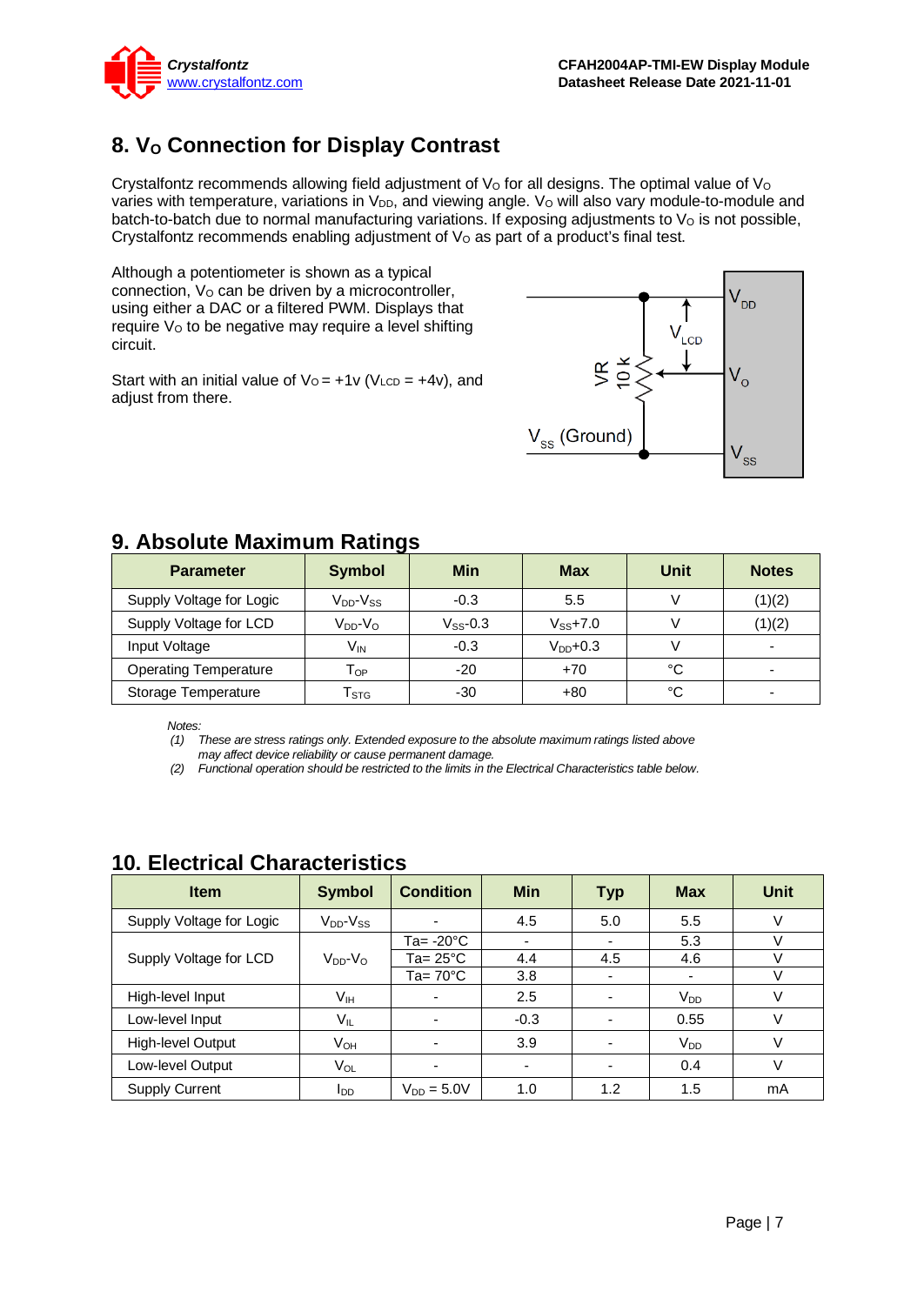## 8. $V_O$ Connection for Display Contrast

Crystalfontz recommends allowing field adjustment of $V_O$ for all designs. The optimal value of $V_O$ varies with temperature, variations in $V_{DD}$, and viewing angle. $V_O$ will also vary module-to-module and batch-to-batch due to normal manufacturing variations. If exposing adjustments to $V_O$ is not possible, Crystalfontz recommends enabling adjustment of $V_O$ as part of a product's final test.

Although a potentiometer is shown as a typical connection, $V_O$ can be driven by a microcontroller, using either a DAC or a filtered PWM. Displays that require $V_O$ to be negative may require a level shifting circuit.

Start with an initial value of $V_O = +1v$ ($V_{LCD} = +4v$), and adjust from there.

## 9. Absolute Maximum Ratings

| Parameter | Symbol | Min | Max | Unit | Notes |
|---|---|---|---|---|---|
| Supply Voltage for Logic | $V_{DD}$-$V_{SS}$ | -0.3 | 5.5 | V | (1)(2) |
| Supply Voltage for LCD | $V_{DD}$-$V_O$ | $V_{SS}$-0.3 | $V_{SS}$+7.0 | V | (1)(2) |
| Input Voltage | $V_{IN}$ | -0.3 | $V_{DD}$+0.3 | V | - |
| Operating Temperature | $T_{OP}$ | -20 | +70 | °C | - |
| Storage Temperature | $T_{STG}$ | -30 | +80 | °C | - |

*Notes:*

*(1) These are stress ratings only. Extended exposure to the absolute maximum ratings listed above may affect device reliability or cause permanent damage.*

*(2) Functional operation should be restricted to the limits in the Electrical Characteristics table below.*

## 10. Electrical Characteristics

| Item | Symbol | Condition | Min | Typ | Max | Unit |
|---|---|---|---|---|---|---|
| Supply Voltage for Logic | $V_{DD}$-$V_{SS}$ | - | 4.5 | 5.0 | 5.5 | V |
| Supply Voltage for LCD | $V_{DD}$-$V_O$ | Ta= -20°C | - | - | 5.3 | V |
| | | Ta= 25°C | 4.4 | 4.5 | 4.6 | V |
| | | Ta= 70°C | 3.8 | - | - | V |
| High-level Input | $V_{IH}$ | - | 2.5 | - | $V_{DD}$ | V |
| Low-level Input | $V_{IL}$ | - | -0.3 | - | 0.55 | V |
| High-level Output | $V_{OH}$ | - | 3.9 | - | $V_{DD}$ | V |
| Low-level Output | $V_{OL}$ | - | - | - | 0.4 | V |
| Supply Current | $I_{DD}$ | $V_{DD}$ = 5.0V | 1.0 | 1.2 | 1.5 | mA |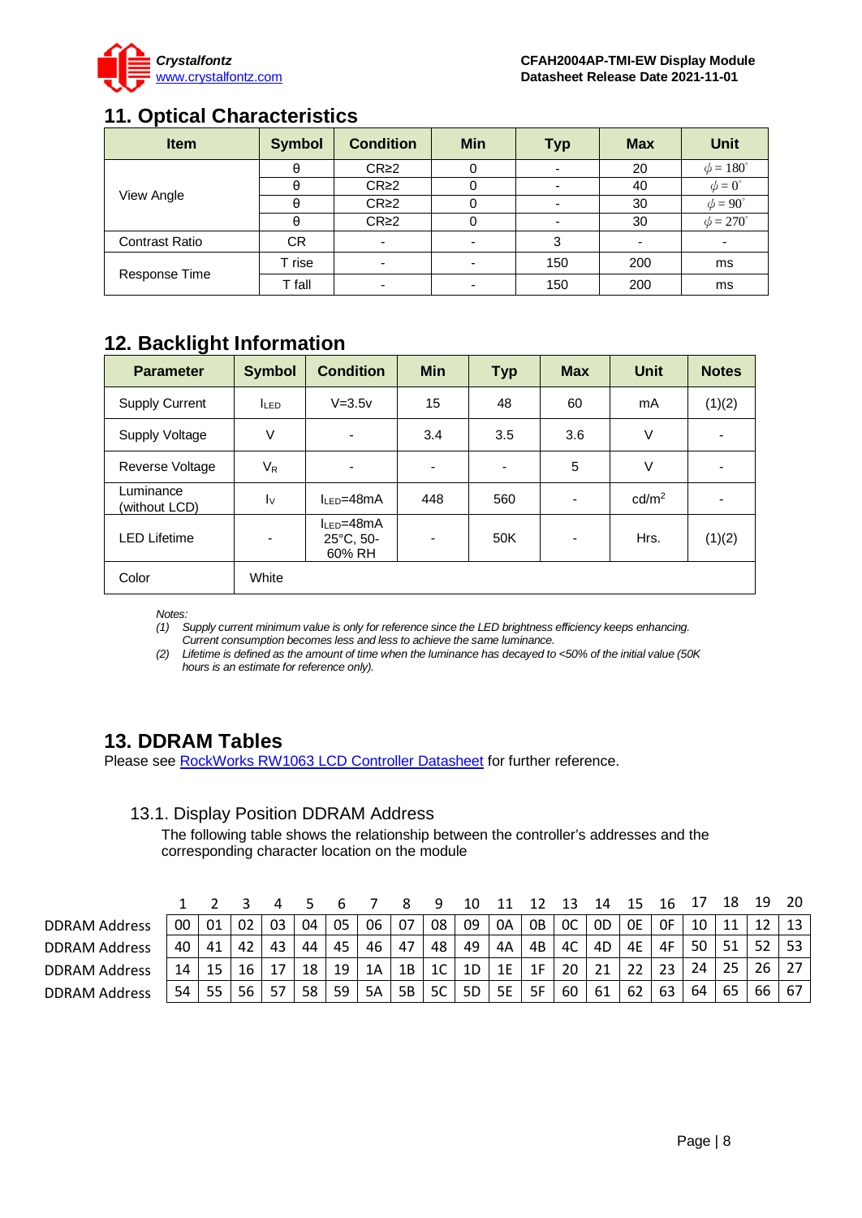## 11. Optical Characteristics

| Item | Symbol | Condition | Min | Typ | Max | Unit |
|---|---|---|---|---|---|---|
| View Angle | θ | CR≥2 | 0 | - | 20 | $\phi = 180^{\circ}$ |
| | θ | CR≥2 | 0 | - | 40 | $\phi = 0^{\circ}$ |
| | θ | CR≥2 | 0 | - | 30 | $\phi = 90^{\circ}$ |
| | θ | CR≥2 | 0 | - | 30 | $\phi = 270^{\circ}$ |
| Contrast Ratio | CR | - | - | 3 | - | - |
| Response Time | T rise | - | - | 150 | 200 | ms |
| | T fall | - | - | 150 | 200 | ms |

## 12. Backlight Information

| Parameter | Symbol | Condition | Min | Typ | Max | Unit | Notes |
|---|---|---|---|---|---|---|---|
| Supply Current | $I_{LED}$ | V=3.5v | 15 | 48 | 60 | mA | (1)(2) |
| Supply Voltage | V | - | 3.4 | 3.5 | 3.6 | V | - |
| Reverse Voltage | $V_R$ | - | - | - | 5 | V | - |
| Luminance (without LCD) | $I_V$ | $I_{LED}$=48mA | 448 | 560 | - | cd/m² | - |
| LED Lifetime | - | $I_{LED}$=48mA 25°C, 50-60% RH | - | 50K | - | Hrs. | (1)(2) |
| Color | White | | | | | | |

*Notes:*

*(1) Supply current minimum value is only for reference since the LED brightness efficiency keeps enhancing. Current consumption becomes less and less to achieve the same luminance.*

*(2) Lifetime is defined as the amount of time when the luminance has decayed to <50% of the initial value (50K hours is an estimate for reference only).*

## 13. DDRAM Tables

Please see RockWorks RW1063 LCD Controller Datasheet for further reference.

### 13.1. Display Position DDRAM Address

The following table shows the relationship between the controller's addresses and the corresponding character location on the module

| | 1 | 2 | 3 | 4 | 5 | 6 | 7 | 8 | 9 | 10 | 11 | 12 | 13 | 14 | 15 | 16 | 17 | 18 | 19 | 20 |
|---|---|---|---|---|---|---|---|---|---|---|---|---|---|---|---|---|---|---|---|---|
| DDRAM Address | 00 | 01 | 02 | 03 | 04 | 05 | 06 | 07 | 08 | 09 | 0A | 0B | 0C | 0D | 0E | 0F | 10 | 11 | 12 | 13 |
| DDRAM Address | 40 | 41 | 42 | 43 | 44 | 45 | 46 | 47 | 48 | 49 | 4A | 4B | 4C | 4D | 4E | 4F | 50 | 51 | 52 | 53 |
| DDRAM Address | 14 | 15 | 16 | 17 | 18 | 19 | 1A | 1B | 1C | 1D | 1E | 1F | 20 | 21 | 22 | 23 | 24 | 25 | 26 | 27 |
| DDRAM Address | 54 | 55 | 56 | 57 | 58 | 59 | 5A | 5B | 5C | 5D | 5E | 5F | 60 | 61 | 62 | 63 | 64 | 65 | 66 | 67 |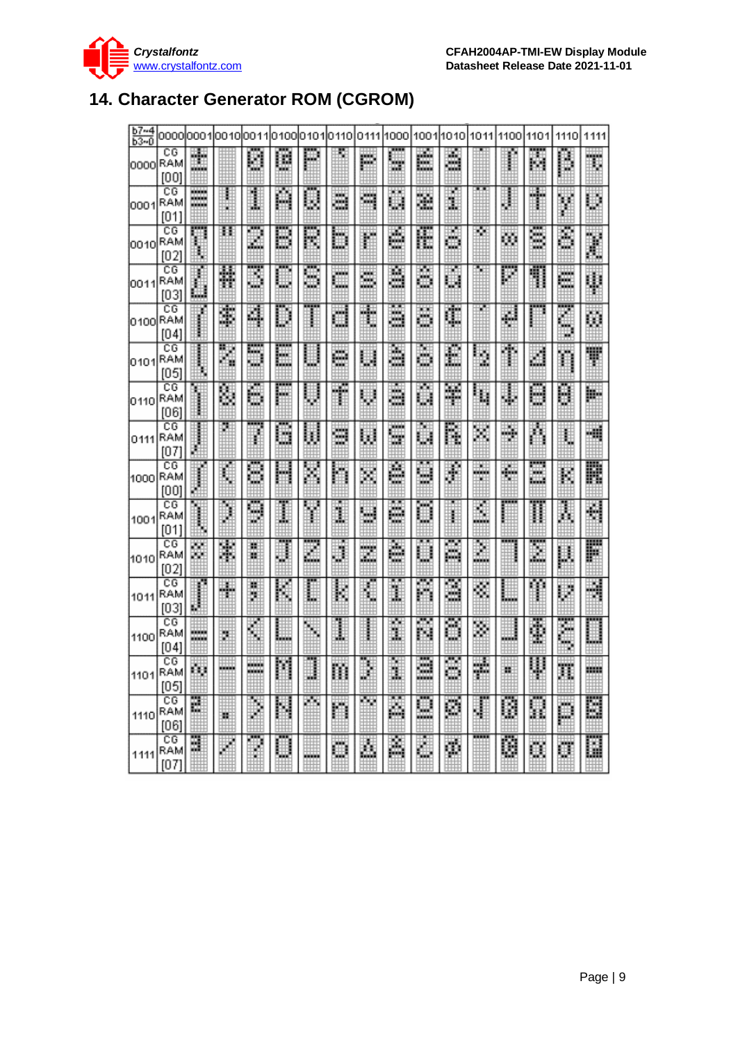# 14. Character Generator ROM (CGROM)

| b7~4 / b3~0 | 0000 | 0001 | 0010 | 0011 | 0100 | 0101 | 0110 | 0111 | 1000 | 1001 | 1010 | 1011 | 1100 | 1101 | 1110 | 1111 |
|---|---|---|---|---|---|---|---|---|---|---|---|---|---|---|---|---|
| 0000 | CG RAM [00] | | | 0 | @ | P | ` | p | | | | | | | β | |
| 0001 | CG RAM [01] | | ! | 1 | A | Q | a | q | ü | | | | | | | |
| 0010 | CG RAM [02] | | " | 2 | B | R | b | r | é | | | | | | | |
| 0011 | CG RAM [03] | | # | 3 | C | S | c | s | â | ô | | | | | | |
| 0100 | CG RAM [04] | | $ | 4 | D | T | d | t | ä | ö | | | | | | |
| 0101 | CG RAM [05] | | % | 5 | E | U | e | u | à | ò | | | | | | |
| 0110 | CG RAM [06] | | & | 6 | F | V | f | v | å | û | | | | | | |
| 0111 | CG RAM [07] | | ' | 7 | G | W | g | w | ç | ù | | | | | | |
| 1000 | CG RAM [00] | | ( | 8 | H | X | h | x | ê | ÿ | | | | | | |
| 1001 | CG RAM [01] | | ) | 9 | I | Y | i | y | ë | Ö | | | | | | |
| 1010 | CG RAM [02] | | * | : | J | Z | j | z | è | Ü | | | | | µ | |
| 1011 | CG RAM [03] | | + | ; | K | [ | k | { | ï | | | | | | | |
| 1100 | CG RAM [04] | | , | < | L | \ | l | \| | î | | | | | | | |
| 1101 | CG RAM [05] | | - | = | M | ] | m | } | ì | | | | | | | |
| 1110 | CG RAM [06] | | . | > | N | ^ | n | ~ | Ä | | | | | | ρ | |
| 1111 | CG RAM [07] | | / | ? | O | _ | o | | Å | | | | | | | |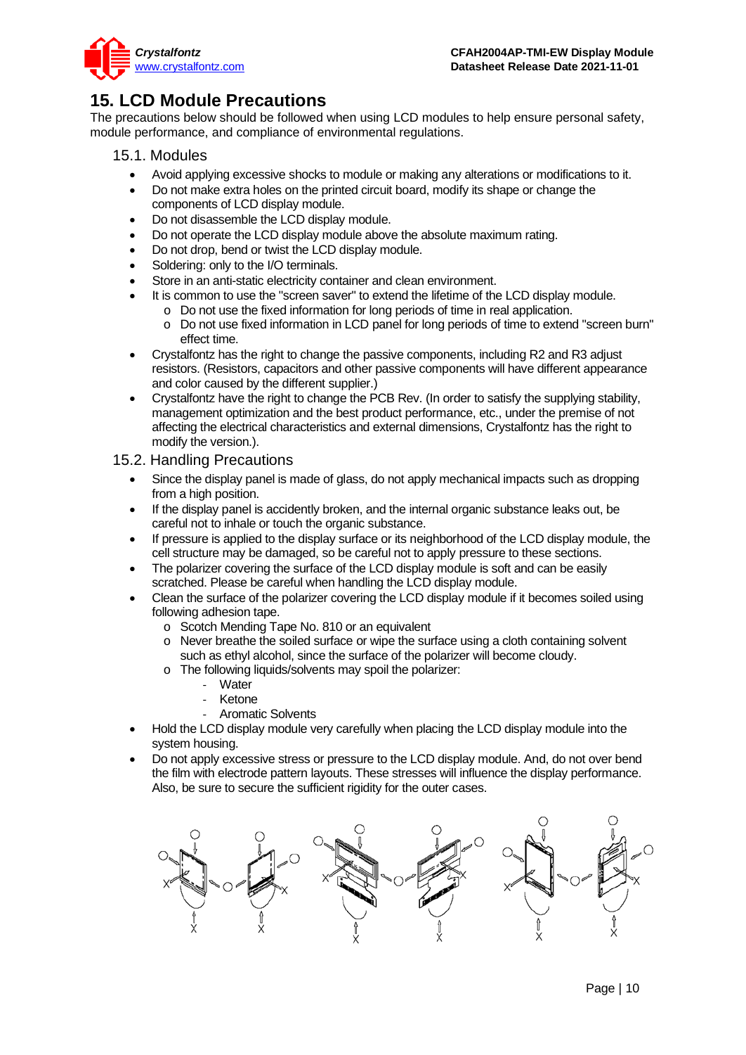# 15. LCD Module Precautions

The precautions below should be followed when using LCD modules to help ensure personal safety, module performance, and compliance of environmental regulations.

## 15.1. Modules

- Avoid applying excessive shocks to module or making any alterations or modifications to it.
- Do not make extra holes on the printed circuit board, modify its shape or change the components of LCD display module.
- Do not disassemble the LCD display module.
- Do not operate the LCD display module above the absolute maximum rating.
- Do not drop, bend or twist the LCD display module.
- Soldering: only to the I/O terminals.
- Store in an anti-static electricity container and clean environment.
- It is common to use the "screen saver" to extend the lifetime of the LCD display module.
  - Do not use the fixed information for long periods of time in real application.
  - Do not use fixed information in LCD panel for long periods of time to extend "screen burn" effect time.
- Crystalfontz has the right to change the passive components, including R2 and R3 adjust resistors. (Resistors, capacitors and other passive components will have different appearance and color caused by the different supplier.)
- Crystalfontz have the right to change the PCB Rev. (In order to satisfy the supplying stability, management optimization and the best product performance, etc., under the premise of not affecting the electrical characteristics and external dimensions, Crystalfontz has the right to modify the version.).

## 15.2. Handling Precautions

- Since the display panel is made of glass, do not apply mechanical impacts such as dropping from a high position.
- If the display panel is accidently broken, and the internal organic substance leaks out, be careful not to inhale or touch the organic substance.
- If pressure is applied to the display surface or its neighborhood of the LCD display module, the cell structure may be damaged, so be careful not to apply pressure to these sections.
- The polarizer covering the surface of the LCD display module is soft and can be easily scratched. Please be careful when handling the LCD display module.
- Clean the surface of the polarizer covering the LCD display module if it becomes soiled using following adhesion tape.
  - Scotch Mending Tape No. 810 or an equivalent
  - Never breathe the soiled surface or wipe the surface using a cloth containing solvent such as ethyl alcohol, since the surface of the polarizer will become cloudy.
  - The following liquids/solvents may spoil the polarizer:
    - Water
    - Ketone
    - Aromatic Solvents
- Hold the LCD display module very carefully when placing the LCD display module into the system housing.
- Do not apply excessive stress or pressure to the LCD display module. And, do not over bend the film with electrode pattern layouts. These stresses will influence the display performance. Also, be sure to secure the sufficient rigidity for the outer cases.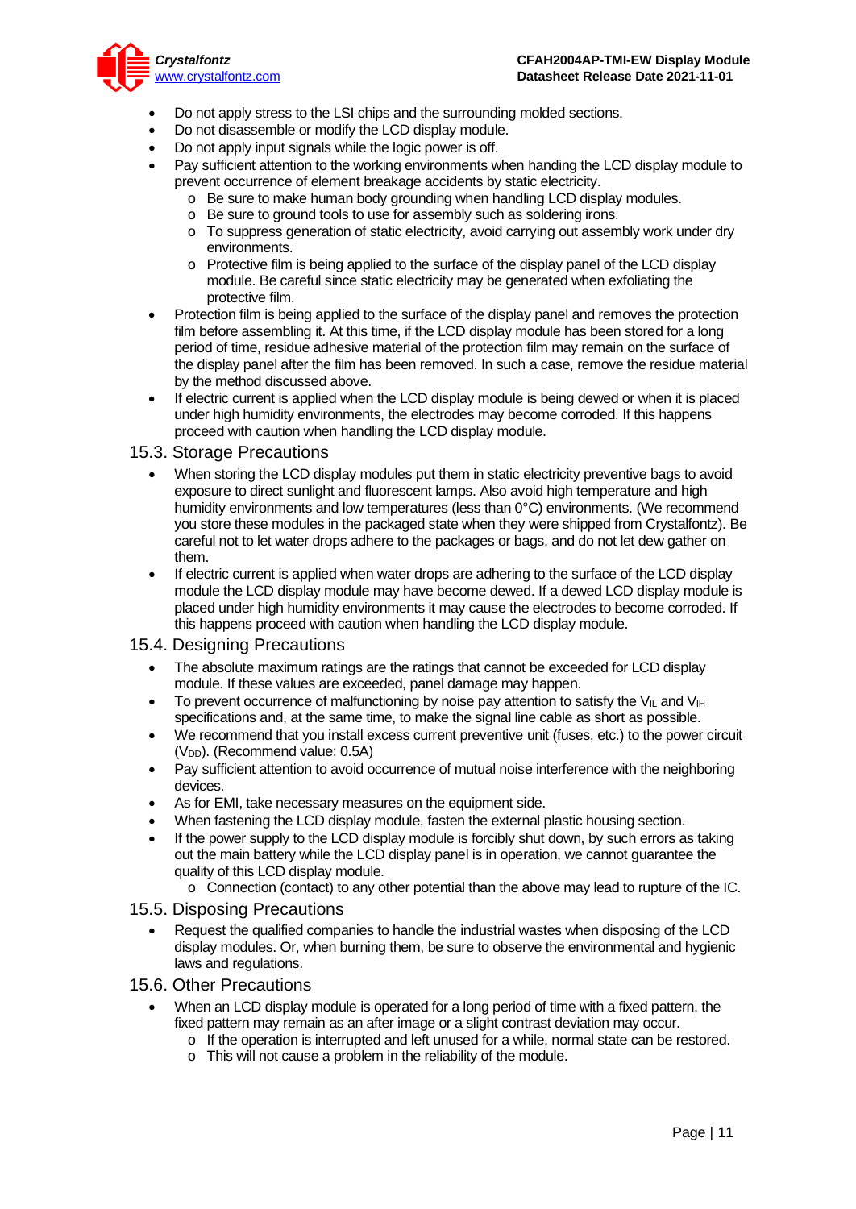- Do not apply stress to the LSI chips and the surrounding molded sections.
- Do not disassemble or modify the LCD display module.
- Do not apply input signals while the logic power is off.
- Pay sufficient attention to the working environments when handing the LCD display module to prevent occurrence of element breakage accidents by static electricity.
  - Be sure to make human body grounding when handling LCD display modules.
  - Be sure to ground tools to use for assembly such as soldering irons.
  - To suppress generation of static electricity, avoid carrying out assembly work under dry environments.
  - Protective film is being applied to the surface of the display panel of the LCD display module. Be careful since static electricity may be generated when exfoliating the protective film.
- Protection film is being applied to the surface of the display panel and removes the protection film before assembling it. At this time, if the LCD display module has been stored for a long period of time, residue adhesive material of the protection film may remain on the surface of the display panel after the film has been removed. In such a case, remove the residue material by the method discussed above.
- If electric current is applied when the LCD display module is being dewed or when it is placed under high humidity environments, the electrodes may become corroded. If this happens proceed with caution when handling the LCD display module.

## 15.3. Storage Precautions

- When storing the LCD display modules put them in static electricity preventive bags to avoid exposure to direct sunlight and fluorescent lamps. Also avoid high temperature and high humidity environments and low temperatures (less than 0°C) environments. (We recommend you store these modules in the packaged state when they were shipped from Crystalfontz). Be careful not to let water drops adhere to the packages or bags, and do not let dew gather on them.
- If electric current is applied when water drops are adhering to the surface of the LCD display module the LCD display module may have become dewed. If a dewed LCD display module is placed under high humidity environments it may cause the electrodes to become corroded. If this happens proceed with caution when handling the LCD display module.

## 15.4. Designing Precautions

- The absolute maximum ratings are the ratings that cannot be exceeded for LCD display module. If these values are exceeded, panel damage may happen.
- To prevent occurrence of malfunctioning by noise pay attention to satisfy the $V_{IL}$ and $V_{IH}$ specifications and, at the same time, to make the signal line cable as short as possible.
- We recommend that you install excess current preventive unit (fuses, etc.) to the power circuit ($V_{DD}$). (Recommend value: 0.5A)
- Pay sufficient attention to avoid occurrence of mutual noise interference with the neighboring devices.
- As for EMI, take necessary measures on the equipment side.
- When fastening the LCD display module, fasten the external plastic housing section.
- If the power supply to the LCD display module is forcibly shut down, by such errors as taking out the main battery while the LCD display panel is in operation, we cannot guarantee the quality of this LCD display module.
  - Connection (contact) to any other potential than the above may lead to rupture of the IC.

## 15.5. Disposing Precautions

- Request the qualified companies to handle the industrial wastes when disposing of the LCD display modules. Or, when burning them, be sure to observe the environmental and hygienic laws and regulations.

## 15.6. Other Precautions

- When an LCD display module is operated for a long period of time with a fixed pattern, the fixed pattern may remain as an after image or a slight contrast deviation may occur.
  - If the operation is interrupted and left unused for a while, normal state can be restored.
  - This will not cause a problem in the reliability of the module.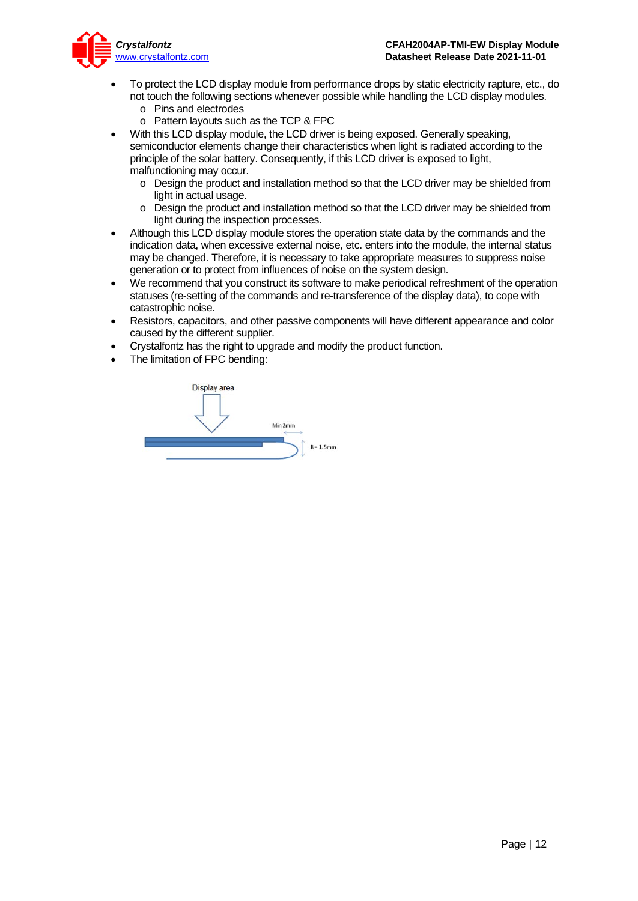- To protect the LCD display module from performance drops by static electricity rapture, etc., do not touch the following sections whenever possible while handling the LCD display modules.
    - o Pins and electrodes
    - o Pattern layouts such as the TCP & FPC
- With this LCD display module, the LCD driver is being exposed. Generally speaking, semiconductor elements change their characteristics when light is radiated according to the principle of the solar battery. Consequently, if this LCD driver is exposed to light, malfunctioning may occur.
    - o Design the product and installation method so that the LCD driver may be shielded from light in actual usage.
    - o Design the product and installation method so that the LCD driver may be shielded from light during the inspection processes.
- Although this LCD display module stores the operation state data by the commands and the indication data, when excessive external noise, etc. enters into the module, the internal status may be changed. Therefore, it is necessary to take appropriate measures to suppress noise generation or to protect from influences of noise on the system design.
- We recommend that you construct its software to make periodical refreshment of the operation statuses (re-setting of the commands and re-transference of the display data), to cope with catastrophic noise.
- Resistors, capacitors, and other passive components will have different appearance and color caused by the different supplier.
- Crystalfontz has the right to upgrade and modify the product function.
- The limitation of FPC bending:

Display area

Min 2mm

R= 1.5mm